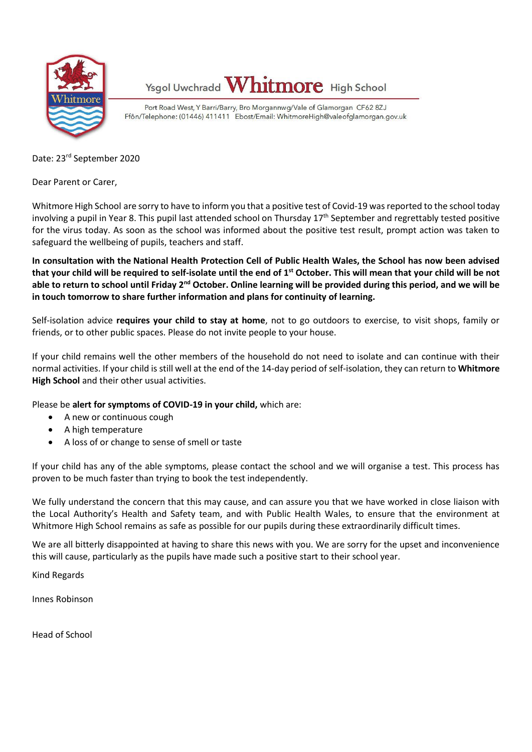Ysgol Uwchradd **Whitmore** High School

Port Road West, Y Barri/Barry, Bro Morgannwg/Vale of Glamorgan CF62 8ZJ
Ffôn/Telephone: (01446) 411411 Ebost/Email: WhitmoreHigh@valeofglamorgan.gov.uk

Date: 23rd September 2020

Dear Parent or Carer,

Whitmore High School are sorry to have to inform you that a positive test of Covid-19 was reported to the school today involving a pupil in Year 8. This pupil last attended school on Thursday 17th September and regrettably tested positive for the virus today. As soon as the school was informed about the positive test result, prompt action was taken to safeguard the wellbeing of pupils, teachers and staff.

**In consultation with the National Health Protection Cell of Public Health Wales, the School has now been advised that your child will be required to self-isolate until the end of 1st October. This will mean that your child will be not able to return to school until Friday 2nd October. Online learning will be provided during this period, and we will be in touch tomorrow to share further information and plans for continuity of learning.**

Self-isolation advice **requires your child to stay at home**, not to go outdoors to exercise, to visit shops, family or friends, or to other public spaces. Please do not invite people to your house.

If your child remains well the other members of the household do not need to isolate and can continue with their normal activities. If your child is still well at the end of the 14-day period of self-isolation, they can return to **Whitmore High School** and their other usual activities.

Please be **alert for symptoms of COVID-19 in your child,** which are:

- A new or continuous cough
- A high temperature
- A loss of or change to sense of smell or taste

If your child has any of the able symptoms, please contact the school and we will organise a test. This process has proven to be much faster than trying to book the test independently.

We fully understand the concern that this may cause, and can assure you that we have worked in close liaison with the Local Authority's Health and Safety team, and with Public Health Wales, to ensure that the environment at Whitmore High School remains as safe as possible for our pupils during these extraordinarily difficult times.

We are all bitterly disappointed at having to share this news with you. We are sorry for the upset and inconvenience this will cause, particularly as the pupils have made such a positive start to their school year.

Kind Regards

Innes Robinson

Head of School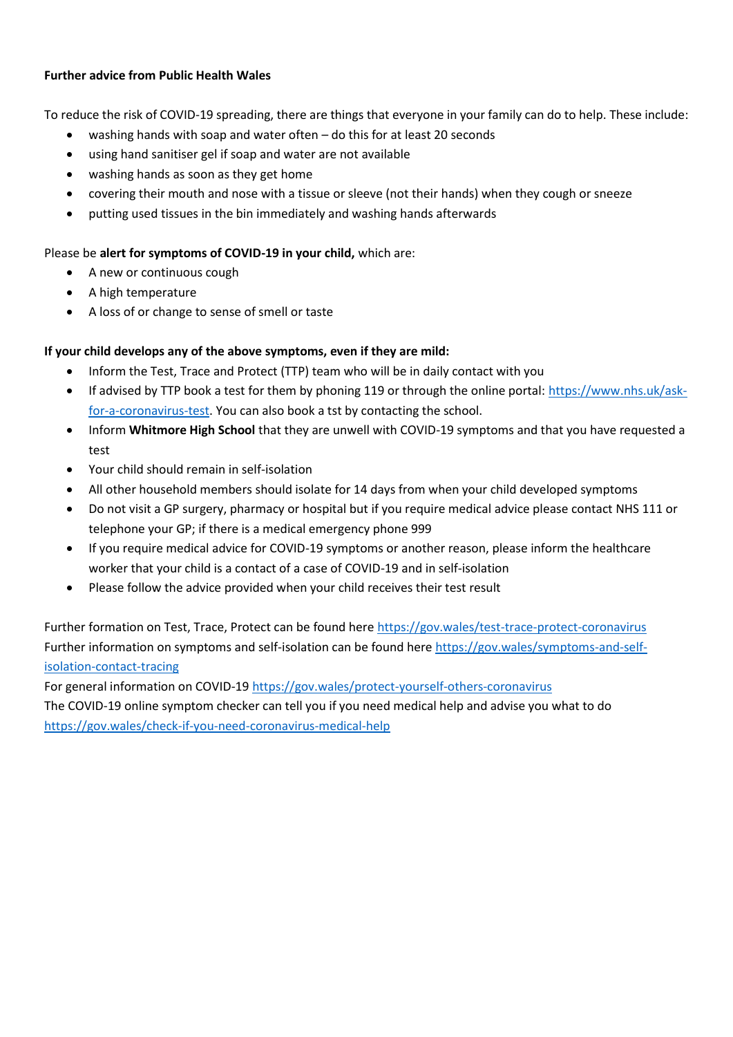**Further advice from Public Health Wales**

To reduce the risk of COVID-19 spreading, there are things that everyone in your family can do to help. These include:

- washing hands with soap and water often – do this for at least 20 seconds
- using hand sanitiser gel if soap and water are not available
- washing hands as soon as they get home
- covering their mouth and nose with a tissue or sleeve (not their hands) when they cough or sneeze
- putting used tissues in the bin immediately and washing hands afterwards

Please be **alert for symptoms of COVID-19 in your child,** which are:

- A new or continuous cough
- A high temperature
- A loss of or change to sense of smell or taste

**If your child develops any of the above symptoms, even if they are mild:**

- Inform the Test, Trace and Protect (TTP) team who will be in daily contact with you
- If advised by TTP book a test for them by phoning 119 or through the online portal: https://www.nhs.uk/ask-for-a-coronavirus-test. You can also book a tst by contacting the school.
- Inform **Whitmore High School** that they are unwell with COVID-19 symptoms and that you have requested a test
- Your child should remain in self-isolation
- All other household members should isolate for 14 days from when your child developed symptoms
- Do not visit a GP surgery, pharmacy or hospital but if you require medical advice please contact NHS 111 or telephone your GP; if there is a medical emergency phone 999
- If you require medical advice for COVID-19 symptoms or another reason, please inform the healthcare worker that your child is a contact of a case of COVID-19 and in self-isolation
- Please follow the advice provided when your child receives their test result

Further formation on Test, Trace, Protect can be found here https://gov.wales/test-trace-protect-coronavirus
Further information on symptoms and self-isolation can be found here https://gov.wales/symptoms-and-self-isolation-contact-tracing
For general information on COVID-19 https://gov.wales/protect-yourself-others-coronavirus
The COVID-19 online symptom checker can tell you if you need medical help and advise you what to do https://gov.wales/check-if-you-need-coronavirus-medical-help